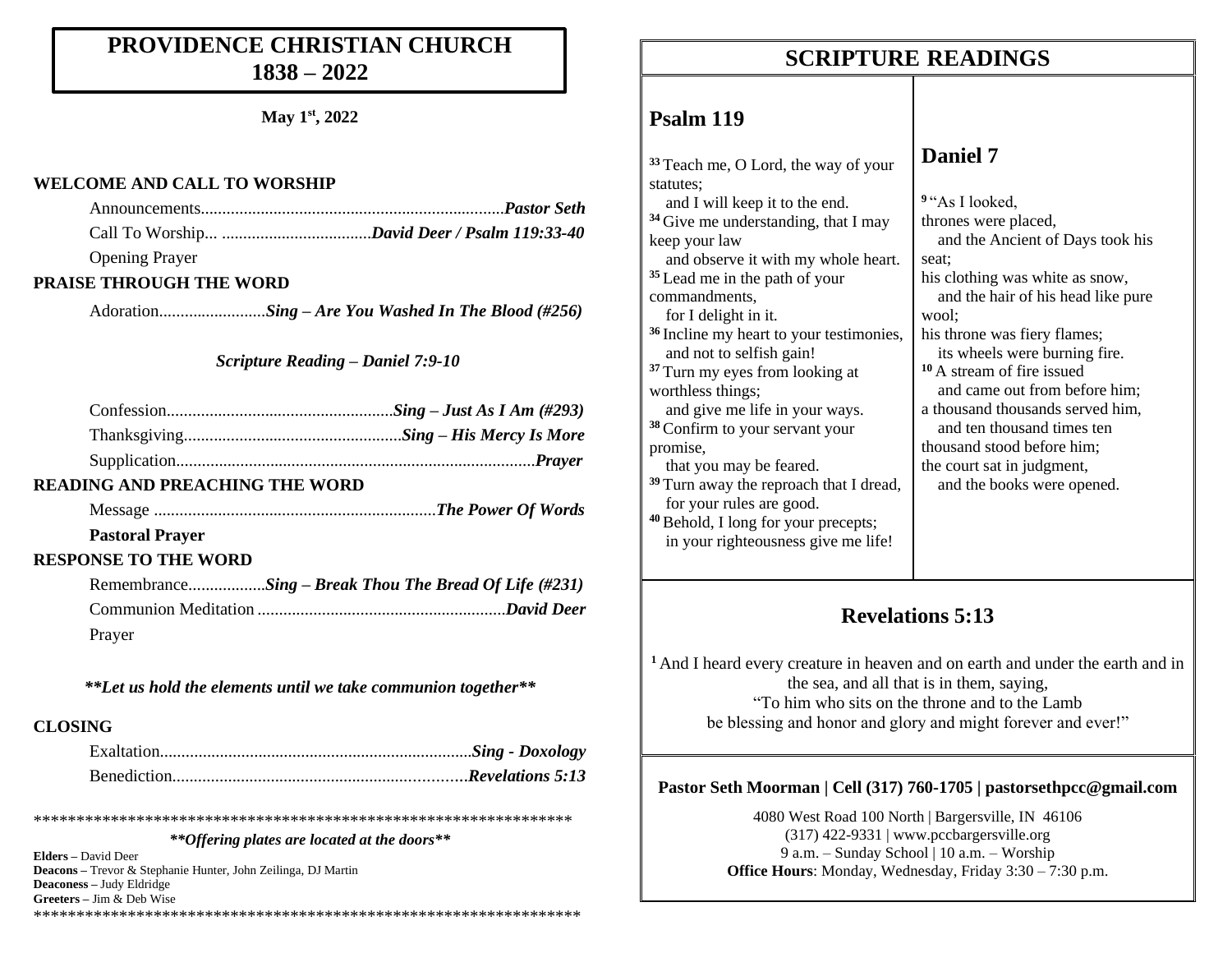# PROVIDENCE CHRISTIAN CHURCH
# 1838 – 2022

**May 1st, 2022**

## WELCOME AND CALL TO WORSHIP

Announcements........................................................................*Pastor Seth*

Call To Worship... ...................................*David Deer / Psalm 119:33-40*

Opening Prayer

## PRAISE THROUGH THE WORD

Adoration.........................*Sing – Are You Washed In The Blood (#256)*

*Scripture Reading – Daniel 7:9-10*

Confession.....................................................*Sing – Just As I Am (#293)*

Thanksgiving...................................................*Sing – His Mercy Is More*

Supplication....................................................................................*Prayer*

## READING AND PREACHING THE WORD

Message .................................................................*The Power Of Words*

**Pastoral Prayer**

## RESPONSE TO THE WORD

Remembrance..................*Sing – Break Thou The Bread Of Life (#231)*

Communion Meditation ..........................................................*David Deer*

Prayer

***\*\*Let us hold the elements until we take communion together\*\****

## CLOSING

Exaltation.........................................................................*Sing - Doxology*

Benediction.....................................................................*Revelations 5:13*

\*\*\*\*\*\*\*\*\*\*\*\*\*\*\*\*\*\*\*\*\*\*\*\*\*\*\*\*\*\*\*\*\*\*\*\*\*\*\*\*\*\*\*\*\*\*\*\*\*\*\*\*\*\*\*\*\*\*\*\*\*\*\*\*\*

***\*\*Offering plates are located at the doors\*\****

**Elders –** David Deer
**Deacons –** Trevor & Stephanie Hunter, John Zeilinga, DJ Martin
**Deaconess –** Judy Eldridge
**Greeters –** Jim & Deb Wise

\*\*\*\*\*\*\*\*\*\*\*\*\*\*\*\*\*\*\*\*\*\*\*\*\*\*\*\*\*\*\*\*\*\*\*\*\*\*\*\*\*\*\*\*\*\*\*\*\*\*\*\*\*\*\*\*\*\*\*\*\*\*\*\*\*

# SCRIPTURE READINGS

## Psalm 119

[33] Teach me, O Lord, the way of your statutes;
and I will keep it to the end.
[34] Give me understanding, that I may keep your law
and observe it with my whole heart.
[35] Lead me in the path of your commandments,
for I delight in it.
[36] Incline my heart to your testimonies,
and not to selfish gain!
[37] Turn my eyes from looking at worthless things;
and give me life in your ways.
[38] Confirm to your servant your promise,
that you may be feared.
[39] Turn away the reproach that I dread,
for your rules are good.
[40] Behold, I long for your precepts;
in your righteousness give me life!

## Daniel 7

[9] "As I looked,
thrones were placed,
and the Ancient of Days took his seat;
his clothing was white as snow,
and the hair of his head like pure wool;
his throne was fiery flames;
its wheels were burning fire.
[10] A stream of fire issued
and came out from before him;
a thousand thousands served him,
and ten thousand times ten thousand stood before him;
the court sat in judgment,
and the books were opened.

## Revelations 5:13

[1] And I heard every creature in heaven and on earth and under the earth and in the sea, and all that is in them, saying,
"To him who sits on the throne and to the Lamb
be blessing and honor and glory and might forever and ever!"

**Pastor Seth Moorman | Cell (317) 760-1705 | pastorsethpcc@gmail.com**

4080 West Road 100 North | Bargersville, IN 46106
(317) 422-9331 | www.pccbargersville.org
9 a.m. – Sunday School | 10 a.m. – Worship
**Office Hours**: Monday, Wednesday, Friday 3:30 – 7:30 p.m.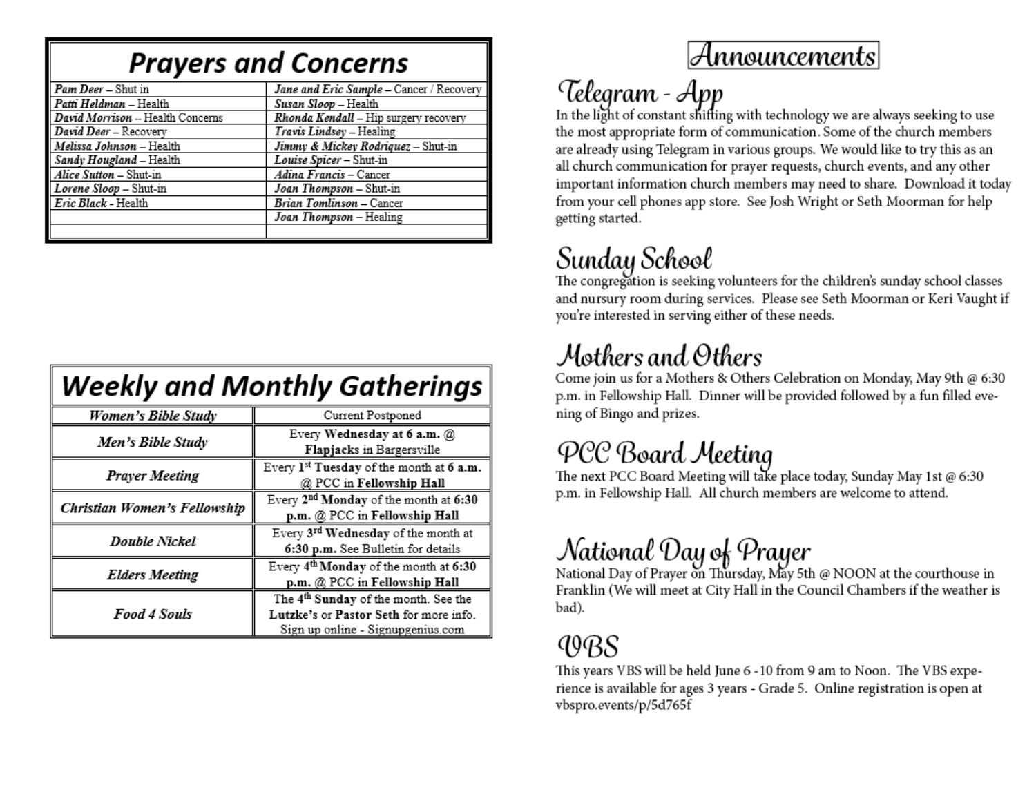## Prayers and Concerns

| | |
|---|---|
| *Pam Deer* – Shut in | *Jane and Eric Sample* – Cancer / Recovery |
| *Patti Heldman* – Health | *Susan Sloop* – Health |
| *David Morrison* – Health Concerns | *Rhonda Kendall* – Hip surgery recovery |
| *David Deer* – Recovery | *Travis Lindsey* – Healing |
| *Melissa Johnson* – Health | *Jimmy & Mickey Rodriquez* – Shut-in |
| *Sandy Hougland* – Health | *Louise Spicer* – Shut-in |
| *Alice Sutton* – Shut-in | *Adina Francis* – Cancer |
| *Lorene Sloop* – Shut-in | *Joan Thompson* – Shut-in |
| *Eric Black* - Health | *Brian Tomlinson* – Cancer |
| | *Joan Thompson* – Healing |
| | |

## Weekly and Monthly Gatherings

| | |
|---|---|
| ***Women's Bible Study*** | Current Postponed |
| ***Men's Bible Study*** | Every **Wednesday at 6 a.m.** @ **Flapjacks** in Bargersville |
| ***Prayer Meeting*** | Every **1st Tuesday** of the month at **6 a.m.** @ PCC in **Fellowship Hall** |
| ***Christian Women's Fellowship*** | Every **2nd Monday** of the month at **6:30 p.m.** @ PCC in **Fellowship Hall** |
| ***Double Nickel*** | Every **3rd Wednesday** of the month at **6:30 p.m.** See Bulletin for details |
| ***Elders Meeting*** | Every **4th Monday** of the month at **6:30 p.m.** @ PCC in **Fellowship Hall** |
| ***Food 4 Souls*** | The **4th Sunday** of the month. See the **Lutzke's** or **Pastor Seth** for more info. Sign up online - Signupgenius.com |

# Announcements

## Telegram - App

In the light of constant shifting with technology we are always seeking to use the most appropriate form of communication. Some of the church members are already using Telegram in various groups. We would like to try this as an all church communication for prayer requests, church events, and any other important information church members may need to share. Download it today from your cell phones app store. See Josh Wright or Seth Moorman for help getting started.

## Sunday School

The congregation is seeking volunteers for the children's sunday school classes and nursury room during services. Please see Seth Moorman or Keri Vaught if you're interested in serving either of these needs.

## Mothers and Others

Come join us for a Mothers & Others Celebration on Monday, May 9th @ 6:30 p.m. in Fellowship Hall. Dinner will be provided followed by a fun filled evening of Bingo and prizes.

## PCC Board Meeting

The next PCC Board Meeting will take place today, Sunday May 1st @ 6:30 p.m. in Fellowship Hall. All church members are welcome to attend.

## National Day of Prayer

National Day of Prayer on Thursday, May 5th @ NOON at the courthouse in Franklin (We will meet at City Hall in the Council Chambers if the weather is bad).

## VBS

This years VBS will be held June 6 -10 from 9 am to Noon. The VBS experience is available for ages 3 years - Grade 5. Online registration is open at vbspro.events/p/5d765f